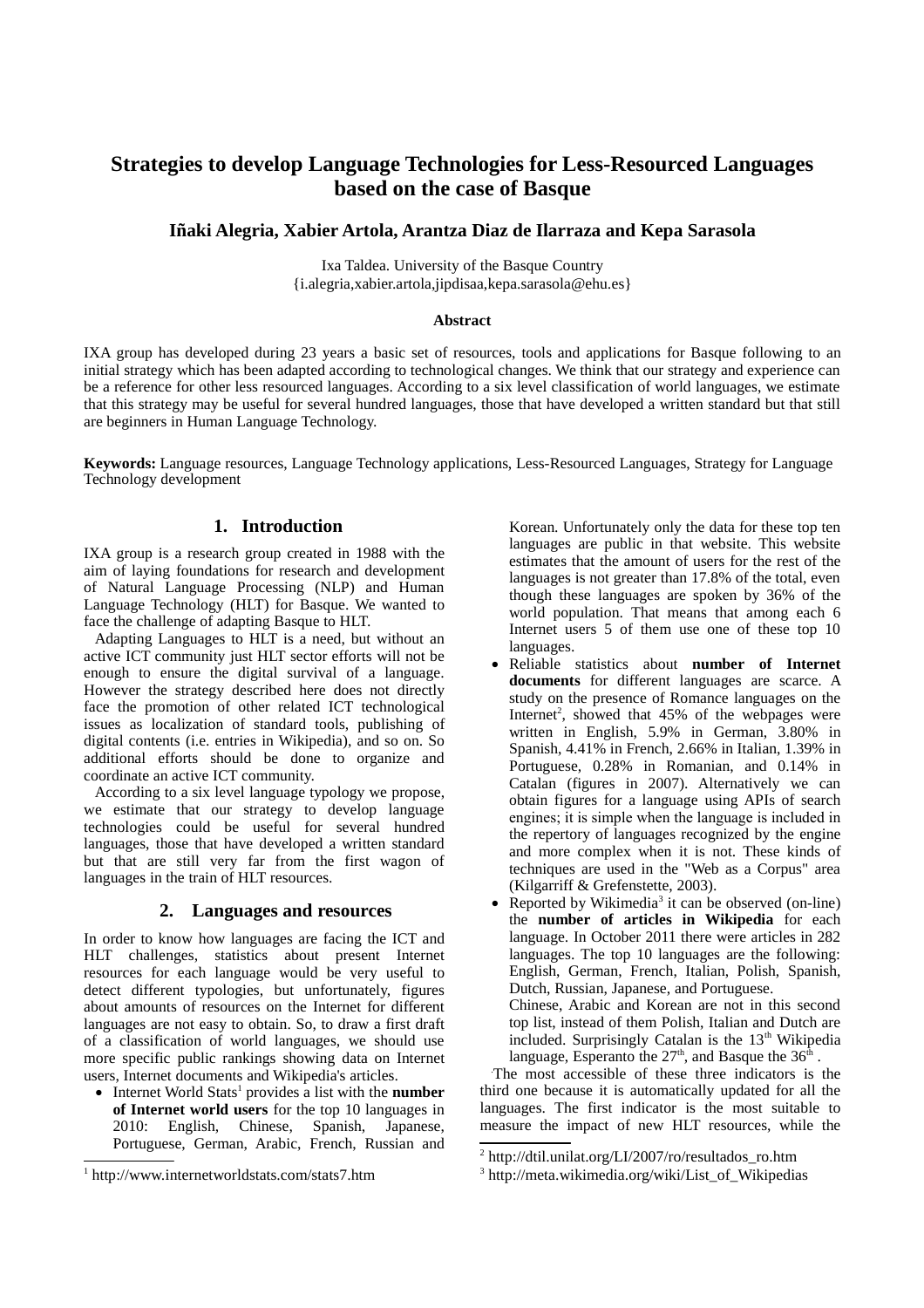# Strategies to develop Language Technologies for Less-Resourced Languages based on the case of Basque

**Iñaki Alegria, Xabier Artola, Arantza Diaz de Ilarraza and Kepa Sarasola**

Ixa Taldea. University of the Basque Country
{i.alegria,xabier.artola,jipdisaa,kepa.sarasola@ehu.es}

**Abstract**

IXA group has developed during 23 years a basic set of resources, tools and applications for Basque following to an initial strategy which has been adapted according to technological changes. We think that our strategy and experience can be a reference for other less resourced languages. According to a six level classification of world languages, we estimate that this strategy may be useful for several hundred languages, those that have developed a written standard but that still are beginners in Human Language Technology.

**Keywords:** Language resources, Language Technology applications, Less-Resourced Languages, Strategy for Language Technology development

## 1. Introduction

IXA group is a research group created in 1988 with the aim of laying foundations for research and development of Natural Language Processing (NLP) and Human Language Technology (HLT) for Basque. We wanted to face the challenge of adapting Basque to HLT.

Adapting Languages to HLT is a need, but without an active ICT community just HLT sector efforts will not be enough to ensure the digital survival of a language. However the strategy described here does not directly face the promotion of other related ICT technological issues as localization of standard tools, publishing of digital contents (i.e. entries in Wikipedia), and so on. So additional efforts should be done to organize and coordinate an active ICT community.

According to a six level language typology we propose, we estimate that our strategy to develop language technologies could be useful for several hundred languages, those that have developed a written standard but that are still very far from the first wagon of languages in the train of HLT resources.

## 2. Languages and resources

In order to know how languages are facing the ICT and HLT challenges, statistics about present Internet resources for each language would be very useful to detect different typologies, but unfortunately, figures about amounts of resources on the Internet for different languages are not easy to obtain. So, to draw a first draft of a classification of world languages, we should use more specific public rankings showing data on Internet users, Internet documents and Wikipedia's articles.

- Internet World Stats[1] provides a list with the **number of Internet world users** for the top 10 languages in 2010: English, Chinese, Spanish, Japanese, Portuguese, German, Arabic, French, Russian and Korean. Unfortunately only the data for these top ten languages are public in that website. This website estimates that the amount of users for the rest of the languages is not greater than 17.8% of the total, even though these languages are spoken by 36% of the world population. That means that among each 6 Internet users 5 of them use one of these top 10 languages.
- Reliable statistics about **number of Internet documents** for different languages are scarce. A study on the presence of Romance languages on the Internet[2], showed that 45% of the webpages were written in English, 5.9% in German, 3.80% in Spanish, 4.41% in French, 2.66% in Italian, 1.39% in Portuguese, 0.28% in Romanian, and 0.14% in Catalan (figures in 2007). Alternatively we can obtain figures for a language using APIs of search engines; it is simple when the language is included in the repertory of languages recognized by the engine and more complex when it is not. These kinds of techniques are used in the "Web as a Corpus" area (Kilgarriff & Grefenstette, 2003).
- Reported by Wikimedia[3] it can be observed (on-line) the **number of articles in Wikipedia** for each language. In October 2011 there were articles in 282 languages. The top 10 languages are the following: English, German, French, Italian, Polish, Spanish, Dutch, Russian, Japanese, and Portuguese.
  Chinese, Arabic and Korean are not in this second top list, instead of them Polish, Italian and Dutch are included. Surprisingly Catalan is the 13[th] Wikipedia language, Esperanto the 27[th], and Basque the 36[th].

The most accessible of these three indicators is the third one because it is automatically updated for all the languages. The first indicator is the most suitable to measure the impact of new HLT resources, while the

[1] http://www.internetworldstats.com/stats7.htm

[2] http://dtil.unilat.org/LI/2007/ro/resultados_ro.htm

[3] http://meta.wikimedia.org/wiki/List_of_Wikipedias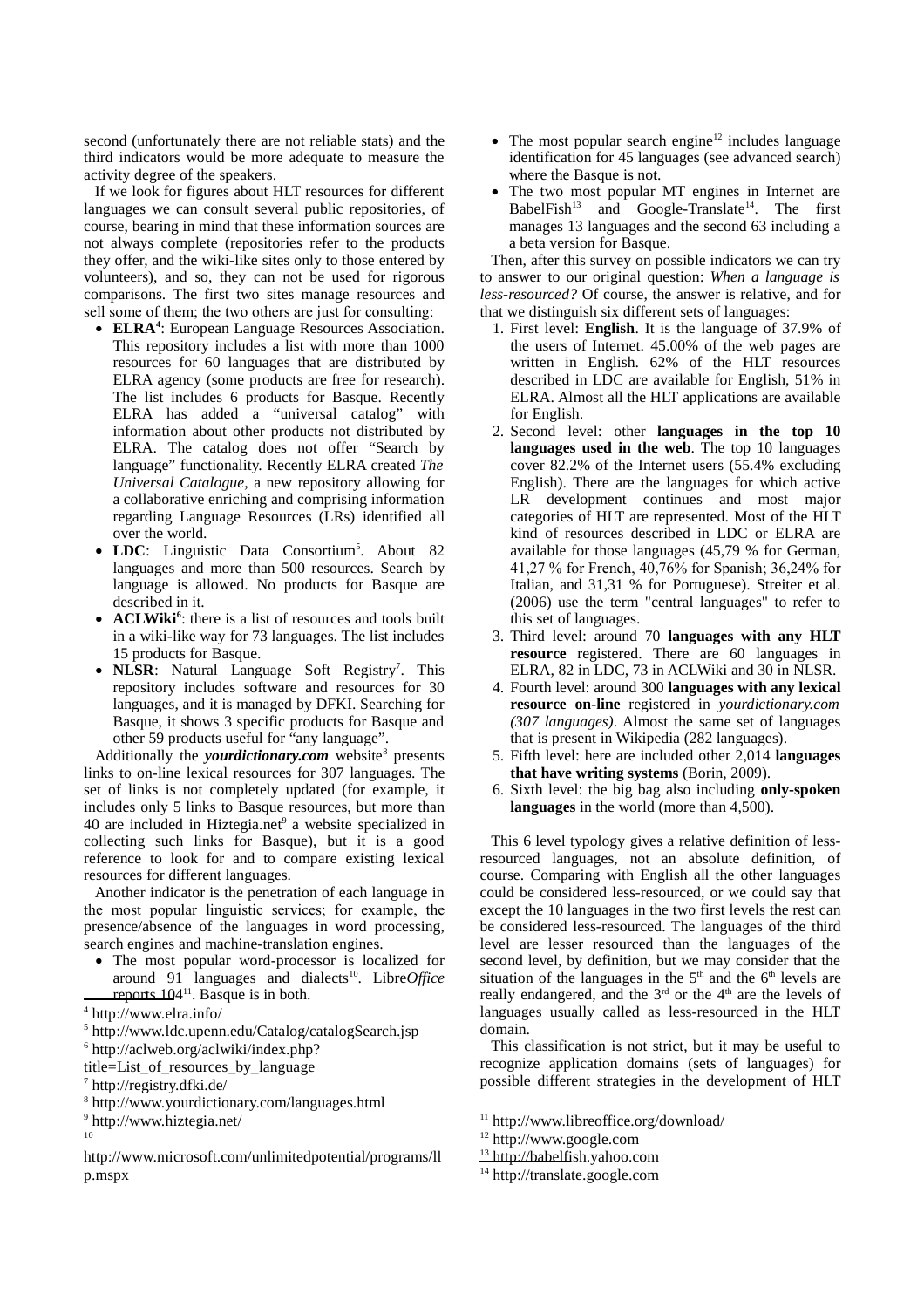second (unfortunately there are not reliable stats) and the third indicators would be more adequate to measure the activity degree of the speakers.

If we look for figures about HLT resources for different languages we can consult several public repositories, of course, bearing in mind that these information sources are not always complete (repositories refer to the products they offer, and the wiki-like sites only to those entered by volunteers), and so, they can not be used for rigorous comparisons. The first two sites manage resources and sell some of them; the two others are just for consulting:

- **ELRA**[4]: European Language Resources Association. This repository includes a list with more than 1000 resources for 60 languages that are distributed by ELRA agency (some products are free for research). The list includes 6 products for Basque. Recently ELRA has added a "universal catalog" with information about other products not distributed by ELRA. The catalog does not offer "Search by language" functionality. Recently ELRA created *The Universal Catalogue*, a new repository allowing for a collaborative enriching and comprising information regarding Language Resources (LRs) identified all over the world.
- **LDC**: Linguistic Data Consortium[5]. About 82 languages and more than 500 resources. Search by language is allowed. No products for Basque are described in it.
- **ACLWiki**[6]: there is a list of resources and tools built in a wiki-like way for 73 languages. The list includes 15 products for Basque.
- **NLSR**: Natural Language Soft Registry[7]. This repository includes software and resources for 30 languages, and it is managed by DFKI. Searching for Basque, it shows 3 specific products for Basque and other 59 products useful for "any language".

Additionally the ***yourdictionary.com*** website[8] presents links to on-line lexical resources for 307 languages. The set of links is not completely updated (for example, it includes only 5 links to Basque resources, but more than 40 are included in Hiztegia.net[9] a website specialized in collecting such links for Basque), but it is a good reference to look for and to compare existing lexical resources for different languages.

Another indicator is the penetration of each language in the most popular linguistic services; for example, the presence/absence of the languages in word processing, search engines and machine-translation engines.

- The most popular word-processor is localized for around 91 languages and dialects[10]. Libre*Office* reports 104[11]. Basque is in both.
- The most popular search engine[12] includes language identification for 45 languages (see advanced search) where the Basque is not.
- The two most popular MT engines in Internet are BabelFish[13] and Google-Translate[14]. The first manages 13 languages and the second 63 including a a beta version for Basque.

Then, after this survey on possible indicators we can try to answer to our original question: *When a language is less-resourced?* Of course, the answer is relative, and for that we distinguish six different sets of languages:

1. First level: **English**. It is the language of 37.9% of the users of Internet. 45.00% of the web pages are written in English. 62% of the HLT resources described in LDC are available for English, 51% in ELRA. Almost all the HLT applications are available for English.
2. Second level: other **languages in the top 10 languages used in the web**. The top 10 languages cover 82.2% of the Internet users (55.4% excluding English). There are the languages for which active LR development continues and most major categories of HLT are represented. Most of the HLT kind of resources described in LDC or ELRA are available for those languages (45,79 % for German, 41,27 % for French, 40,76% for Spanish; 36,24% for Italian, and 31,31 % for Portuguese). Streiter et al. (2006) use the term "central languages" to refer to this set of languages.
3. Third level: around 70 **languages with any HLT resource** registered. There are 60 languages in ELRA, 82 in LDC, 73 in ACLWiki and 30 in NLSR.
4. Fourth level: around 300 **languages with any lexical resource on-line** registered in *yourdictionary.com (307 languages)*. Almost the same set of languages that is present in Wikipedia (282 languages).
5. Fifth level: here are included other 2,014 **languages that have writing systems** (Borin, 2009).
6. Sixth level: the big bag also including **only-spoken languages** in the world (more than 4,500).

This 6 level typology gives a relative definition of less-resourced languages, not an absolute definition, of course. Comparing with English all the other languages could be considered less-resourced, or we could say that except the 10 languages in the two first levels the rest can be considered less-resourced. The languages of the third level are lesser resourced than the languages of the second level, by definition, but we may consider that the situation of the languages in the 5th and the 6th levels are really endangered, and the 3rd or the 4th are the levels of languages usually called as less-resourced in the HLT domain.

This classification is not strict, but it may be useful to recognize application domains (sets of languages) for possible different strategies in the development of HLT

---

[4] http://www.elra.info/

[5] http://www.ldc.upenn.edu/Catalog/catalogSearch.jsp

[6] http://aclweb.org/aclwiki/index.php?title=List_of_resources_by_language

[7] http://registry.dfki.de/

[8] http://www.yourdictionary.com/languages.html

[9] http://www.hiztegia.net/

[10] http://www.microsoft.com/unlimitedpotential/programs/llp.mspx

[11] http://www.libreoffice.org/download/

[12] http://www.google.com

[13] http://babelfish.yahoo.com

[14] http://translate.google.com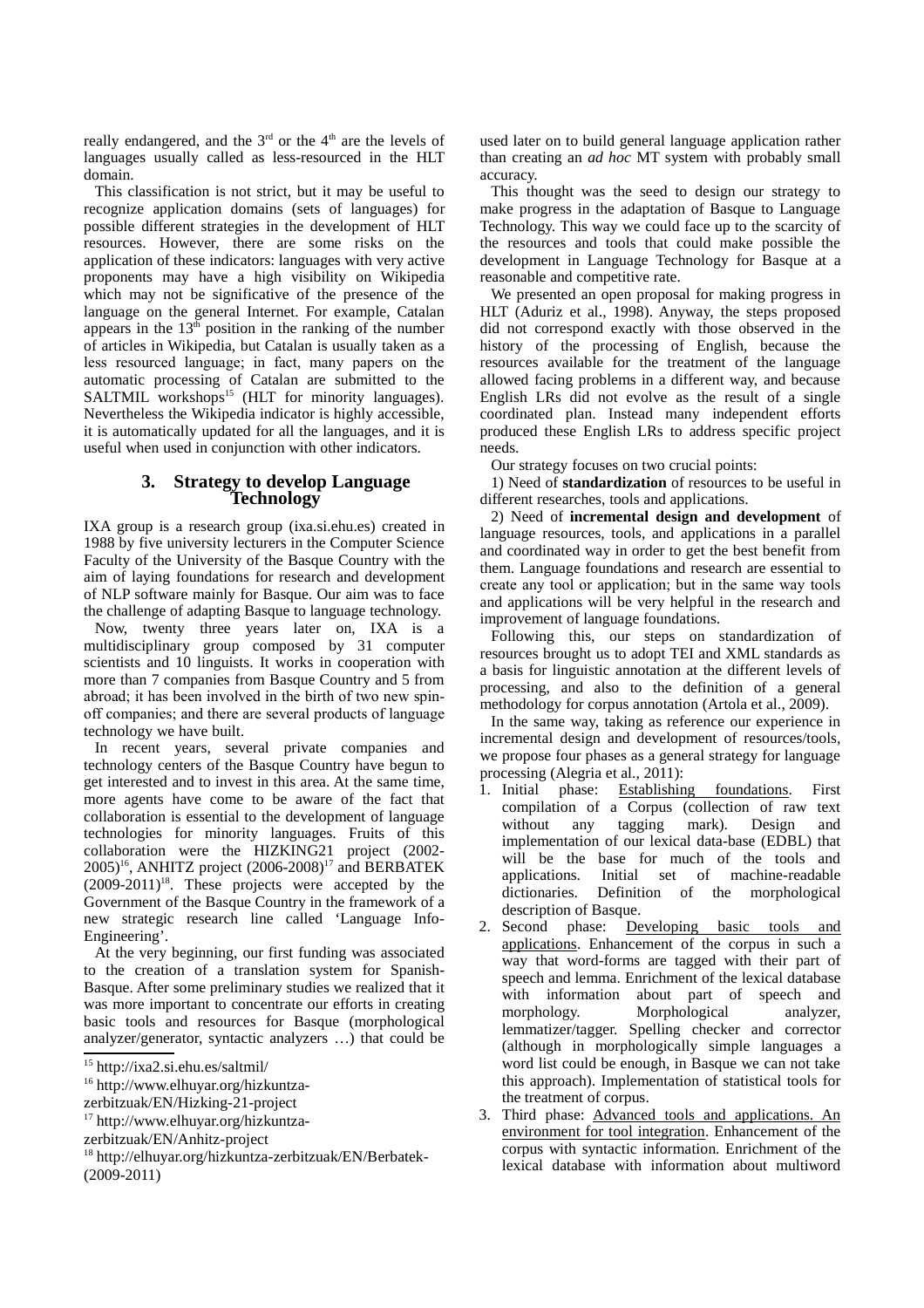really endangered, and the 3rd or the 4th are the levels of languages usually called as less-resourced in the HLT domain.

This classification is not strict, but it may be useful to recognize application domains (sets of languages) for possible different strategies in the development of HLT resources. However, there are some risks on the application of these indicators: languages with very active proponents may have a high visibility on Wikipedia which may not be significative of the presence of the language on the general Internet. For example, Catalan appears in the 13th position in the ranking of the number of articles in Wikipedia, but Catalan is usually taken as a less resourced language; in fact, many papers on the automatic processing of Catalan are submitted to the SALTMIL workshops[15] (HLT for minority languages). Nevertheless the Wikipedia indicator is highly accessible, it is automatically updated for all the languages, and it is useful when used in conjunction with other indicators.

## 3. Strategy to develop Language Technology

IXA group is a research group (ixa.si.ehu.es) created in 1988 by five university lecturers in the Computer Science Faculty of the University of the Basque Country with the aim of laying foundations for research and development of NLP software mainly for Basque. Our aim was to face the challenge of adapting Basque to language technology.

Now, twenty three years later on, IXA is a multidisciplinary group composed by 31 computer scientists and 10 linguists. It works in cooperation with more than 7 companies from Basque Country and 5 from abroad; it has been involved in the birth of two new spin-off companies; and there are several products of language technology we have built.

In recent years, several private companies and technology centers of the Basque Country have begun to get interested and to invest in this area. At the same time, more agents have come to be aware of the fact that collaboration is essential to the development of language technologies for minority languages. Fruits of this collaboration were the HIZKING21 project (2002-2005)[16], ANHITZ project (2006-2008)[17] and BERBATEK (2009-2011)[18]. These projects were accepted by the Government of the Basque Country in the framework of a new strategic research line called 'Language Info-Engineering'.

At the very beginning, our first funding was associated to the creation of a translation system for Spanish-Basque. After some preliminary studies we realized that it was more important to concentrate our efforts in creating basic tools and resources for Basque (morphological analyzer/generator, syntactic analyzers …) that could be used later on to build general language application rather than creating an *ad hoc* MT system with probably small accuracy.

This thought was the seed to design our strategy to make progress in the adaptation of Basque to Language Technology. This way we could face up to the scarcity of the resources and tools that could make possible the development in Language Technology for Basque at a reasonable and competitive rate.

We presented an open proposal for making progress in HLT (Aduriz et al., 1998). Anyway, the steps proposed did not correspond exactly with those observed in the history of the processing of English, because the resources available for the treatment of the language allowed facing problems in a different way, and because English LRs did not evolve as the result of a single coordinated plan. Instead many independent efforts produced these English LRs to address specific project needs.

Our strategy focuses on two crucial points:

1) Need of **standardization** of resources to be useful in different researches, tools and applications.

2) Need of **incremental design and development** of language resources, tools, and applications in a parallel and coordinated way in order to get the best benefit from them. Language foundations and research are essential to create any tool or application; but in the same way tools and applications will be very helpful in the research and improvement of language foundations.

Following this, our steps on standardization of resources brought us to adopt TEI and XML standards as a basis for linguistic annotation at the different levels of processing, and also to the definition of a general methodology for corpus annotation (Artola et al., 2009).

In the same way, taking as reference our experience in incremental design and development of resources/tools, we propose four phases as a general strategy for language processing (Alegria et al., 2011):

1. Initial phase: <u>Establishing foundations</u>. First compilation of a Corpus (collection of raw text without any tagging mark). Design and implementation of our lexical data-base (EDBL) that will be the base for much of the tools and applications. Initial set of machine-readable dictionaries. Definition of the morphological description of Basque.
2. Second phase: <u>Developing basic tools and applications</u>. Enhancement of the corpus in such a way that word-forms are tagged with their part of speech and lemma. Enrichment of the lexical database with information about part of speech and morphology. Morphological analyzer, lemmatizer/tagger. Spelling checker and corrector (although in morphologically simple languages a word list could be enough, in Basque we can not take this approach). Implementation of statistical tools for the treatment of corpus.
3. Third phase: <u>Advanced tools and applications. An environment for tool integration</u>. Enhancement of the corpus with syntactic information. Enrichment of the lexical database with information about multiword

---

[15] http://ixa2.si.ehu.es/saltmil/

[16] http://www.elhuyar.org/hizkuntza-zerbitzuak/EN/Hizking-21-project

[17] http://www.elhuyar.org/hizkuntza-zerbitzuak/EN/Anhitz-project

[18] http://elhuyar.org/hizkuntza-zerbitzuak/EN/Berbatek-(2009-2011)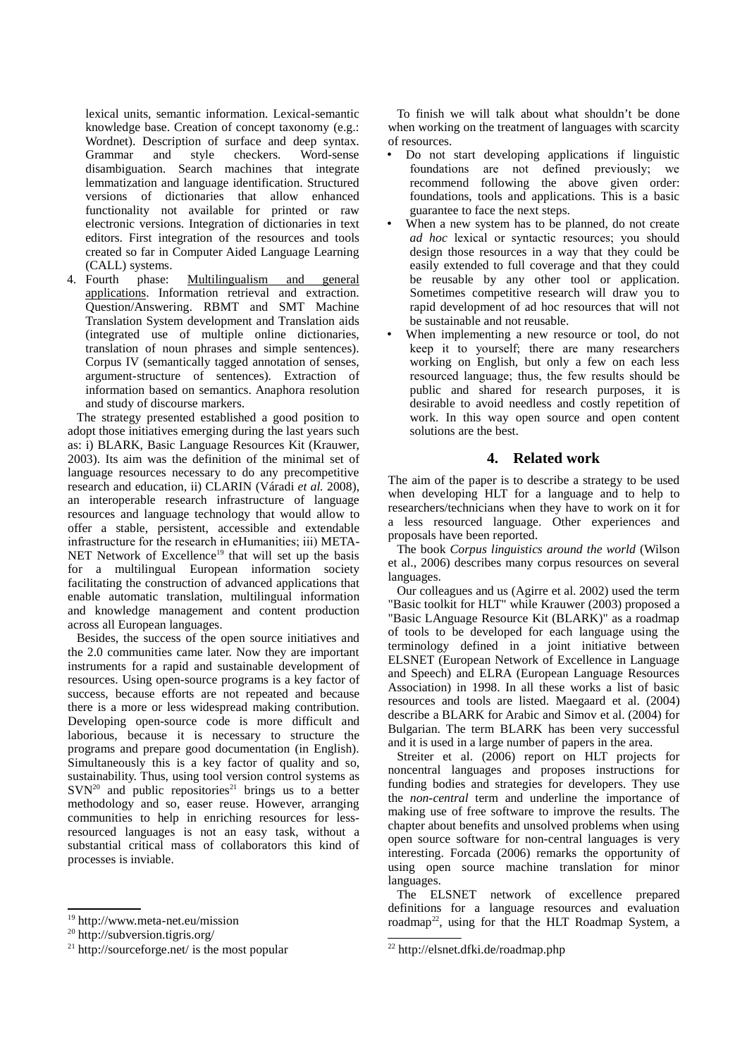lexical units, semantic information. Lexical-semantic knowledge base. Creation of concept taxonomy (e.g.: Wordnet). Description of surface and deep syntax. Grammar and style checkers. Word-sense disambiguation. Search machines that integrate lemmatization and language identification. Structured versions of dictionaries that allow enhanced functionality not available for printed or raw electronic versions. Integration of dictionaries in text editors. First integration of the resources and tools created so far in Computer Aided Language Learning (CALL) systems.

4. Fourth phase: Multilingualism and general applications. Information retrieval and extraction. Question/Answering. RBMT and SMT Machine Translation System development and Translation aids (integrated use of multiple online dictionaries, translation of noun phrases and simple sentences). Corpus IV (semantically tagged annotation of senses, argument-structure of sentences). Extraction of information based on semantics. Anaphora resolution and study of discourse markers.

The strategy presented established a good position to adopt those initiatives emerging during the last years such as: i) BLARK, Basic Language Resources Kit (Krauwer, 2003). Its aim was the definition of the minimal set of language resources necessary to do any precompetitive research and education, ii) CLARIN (Váradi *et al.* 2008), an interoperable research infrastructure of language resources and language technology that would allow to offer a stable, persistent, accessible and extendable infrastructure for the research in eHumanities; iii) META-NET Network of Excellence[19] that will set up the basis for a multilingual European information society facilitating the construction of advanced applications that enable automatic translation, multilingual information and knowledge management and content production across all European languages.

Besides, the success of the open source initiatives and the 2.0 communities came later. Now they are important instruments for a rapid and sustainable development of resources. Using open-source programs is a key factor of success, because efforts are not repeated and because there is a more or less widespread making contribution. Developing open-source code is more difficult and laborious, because it is necessary to structure the programs and prepare good documentation (in English). Simultaneously this is a key factor of quality and so, sustainability. Thus, using tool version control systems as SVN[20] and public repositories[21] brings us to a better methodology and so, easer reuse. However, arranging communities to help in enriching resources for less-resourced languages is not an easy task, without a substantial critical mass of collaborators this kind of processes is inviable.

To finish we will talk about what shouldn't be done when working on the treatment of languages with scarcity of resources.

- Do not start developing applications if linguistic foundations are not defined previously; we recommend following the above given order: foundations, tools and applications. This is a basic guarantee to face the next steps.
- When a new system has to be planned, do not create *ad hoc* lexical or syntactic resources; you should design those resources in a way that they could be easily extended to full coverage and that they could be reusable by any other tool or application. Sometimes competitive research will draw you to rapid development of ad hoc resources that will not be sustainable and not reusable.
- When implementing a new resource or tool, do not keep it to yourself; there are many researchers working on English, but only a few on each less resourced language; thus, the few results should be public and shared for research purposes, it is desirable to avoid needless and costly repetition of work. In this way open source and open content solutions are the best.

## 4. Related work

The aim of the paper is to describe a strategy to be used when developing HLT for a language and to help to researchers/technicians when they have to work on it for a less resourced language. Other experiences and proposals have been reported.

The book *Corpus linguistics around the world* (Wilson et al., 2006) describes many corpus resources on several languages.

Our colleagues and us (Agirre et al. 2002) used the term "Basic toolkit for HLT" while Krauwer (2003) proposed a "Basic LAnguage Resource Kit (BLARK)" as a roadmap of tools to be developed for each language using the terminology defined in a joint initiative between ELSNET (European Network of Excellence in Language and Speech) and ELRA (European Language Resources Association) in 1998. In all these works a list of basic resources and tools are listed. Maegaard et al. (2004) describe a BLARK for Arabic and Simov et al. (2004) for Bulgarian. The term BLARK has been very successful and it is used in a large number of papers in the area.

Streiter et al. (2006) report on HLT projects for noncentral languages and proposes instructions for funding bodies and strategies for developers. They use the *non-central* term and underline the importance of making use of free software to improve the results. The chapter about benefits and unsolved problems when using open source software for non-central languages is very interesting. Forcada (2006) remarks the opportunity of using open source machine translation for minor languages.

The ELSNET network of excellence prepared definitions for a language resources and evaluation roadmap[22], using for that the HLT Roadmap System, a

[19] http://www.meta-net.eu/mission

[20] http://subversion.tigris.org/

[21] http://sourceforge.net/ is the most popular

[22] http://elsnet.dfki.de/roadmap.php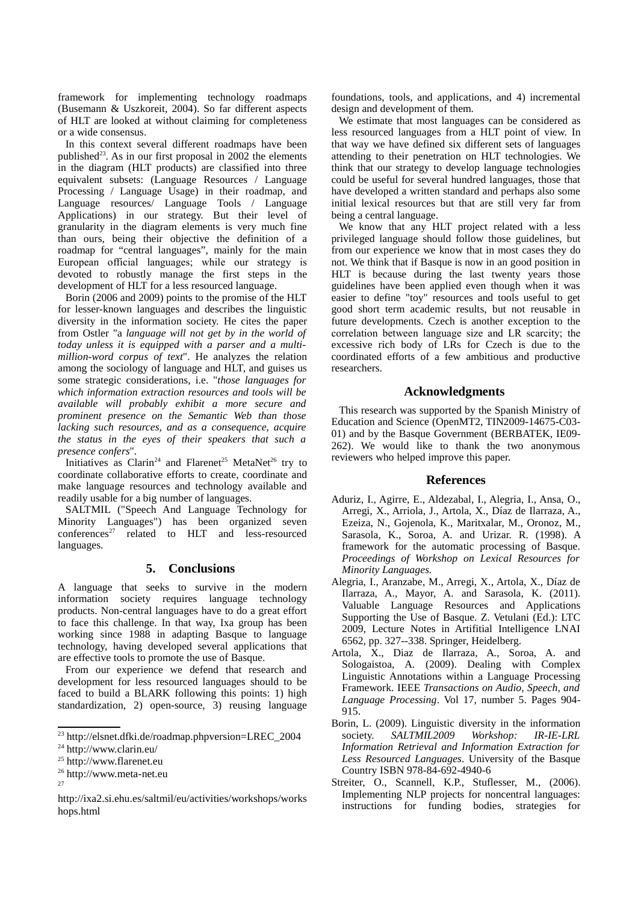framework for implementing technology roadmaps (Busemann & Uszkoreit, 2004). So far different aspects of HLT are looked at without claiming for completeness or a wide consensus.

In this context several different roadmaps have been published[23]. As in our first proposal in 2002 the elements in the diagram (HLT products) are classified into three equivalent subsets: (Language Resources / Language Processing / Language Usage) in their roadmap, and Language resources/ Language Tools / Language Applications) in our strategy. But their level of granularity in the diagram elements is very much fine than ours, being their objective the definition of a roadmap for "central languages", mainly for the main European official languages; while our strategy is devoted to robustly manage the first steps in the development of HLT for a less resourced language.

Borin (2006 and 2009) points to the promise of the HLT for lesser-known languages and describes the linguistic diversity in the information society. He cites the paper from Ostler "a *language will not get by in the world of today unless it is equipped with a parser and a multi-million-word corpus of text*". He analyzes the relation among the sociology of language and HLT, and guises us some strategic considerations, i.e. "*those languages for which information extraction resources and tools will be available will probably exhibit a more secure and prominent presence on the Semantic Web than those lacking such resources, and as a consequence, acquire the status in the eyes of their speakers that such a presence confers*".

Initiatives as Clarin[24] and Flarenet[25] MetaNet[26] try to coordinate collaborative efforts to create, coordinate and make language resources and technology available and readily usable for a big number of languages.

SALTMIL ("Speech And Language Technology for Minority Languages") has been organized seven conferences[27] related to HLT and less-resourced languages.

## 5. Conclusions

A language that seeks to survive in the modern information society requires language technology products. Non-central languages have to do a great effort to face this challenge. In that way, Ixa group has been working since 1988 in adapting Basque to language technology, having developed several applications that are effective tools to promote the use of Basque.

From our experience we defend that research and development for less resourced languages should to be faced to build a BLARK following this points: 1) high standardization, 2) open-source, 3) reusing language foundations, tools, and applications, and 4) incremental design and development of them.

We estimate that most languages can be considered as less resourced languages from a HLT point of view. In that way we have defined six different sets of languages attending to their penetration on HLT technologies. We think that our strategy to develop language technologies could be useful for several hundred languages, those that have developed a written standard and perhaps also some initial lexical resources but that are still very far from being a central language.

We know that any HLT project related with a less privileged language should follow those guidelines, but from our experience we know that in most cases they do not. We think that if Basque is now in an good position in HLT is because during the last twenty years those guidelines have been applied even though when it was easier to define "toy" resources and tools useful to get good short term academic results, but not reusable in future developments. Czech is another exception to the correlation between language size and LR scarcity; the excessive rich body of LRs for Czech is due to the coordinated efforts of a few ambitious and productive researchers.

## Acknowledgments

This research was supported by the Spanish Ministry of Education and Science (OpenMT2, TIN2009-14675-C03-01) and by the Basque Government (BERBATEK, IE09-262). We would like to thank the two anonymous reviewers who helped improve this paper.

## References

Aduriz, I., Agirre, E., Aldezabal, I., Alegria, I., Ansa, O., Arregi, X., Arriola, J., Artola, X., Díaz de Ilarraza, A., Ezeiza, N., Gojenola, K., Maritxalar, M., Oronoz, M., Sarasola, K., Soroa, A. and Urizar. R. (1998). A framework for the automatic processing of Basque. *Proceedings of Workshop on Lexical Resources for Minority Languages.*

Alegria, I., Aranzabe, M., Arregi, X., Artola, X., Díaz de Ilarraza, A., Mayor, A. and Sarasola, K. (2011). Valuable Language Resources and Applications Supporting the Use of Basque. Z. Vetulani (Ed.): LTC 2009, Lecture Notes in Artifitial Intelligence LNAI 6562, pp. 327--338. Springer, Heidelberg.

Artola, X., Diaz de Ilarraza, A., Soroa, A. and Sologaistoa, A. (2009). Dealing with Complex Linguistic Annotations within a Language Processing Framework. IEEE *Transactions on Audio, Speech, and Language Processing*. Vol 17, number 5. Pages 904-915.

Borin, L. (2009). Linguistic diversity in the information society. *SALTMIL2009 Workshop: IR-IE-LRL Information Retrieval and Information Extraction for Less Resourced Languages*. University of the Basque Country ISBN 978-84-692-4940-6

Streiter, O., Scannell, K.P., Stuflesser, M., (2006). Implementing NLP projects for noncentral languages: instructions for funding bodies, strategies for

[23] http://elsnet.dfki.de/roadmap.phpversion=LREC_2004

[24] http://www.clarin.eu/

[25] http://www.flarenet.eu

[26] http://www.meta-net.eu

[27] http://ixa2.si.ehu.es/saltmil/eu/activities/workshops/workshops.html